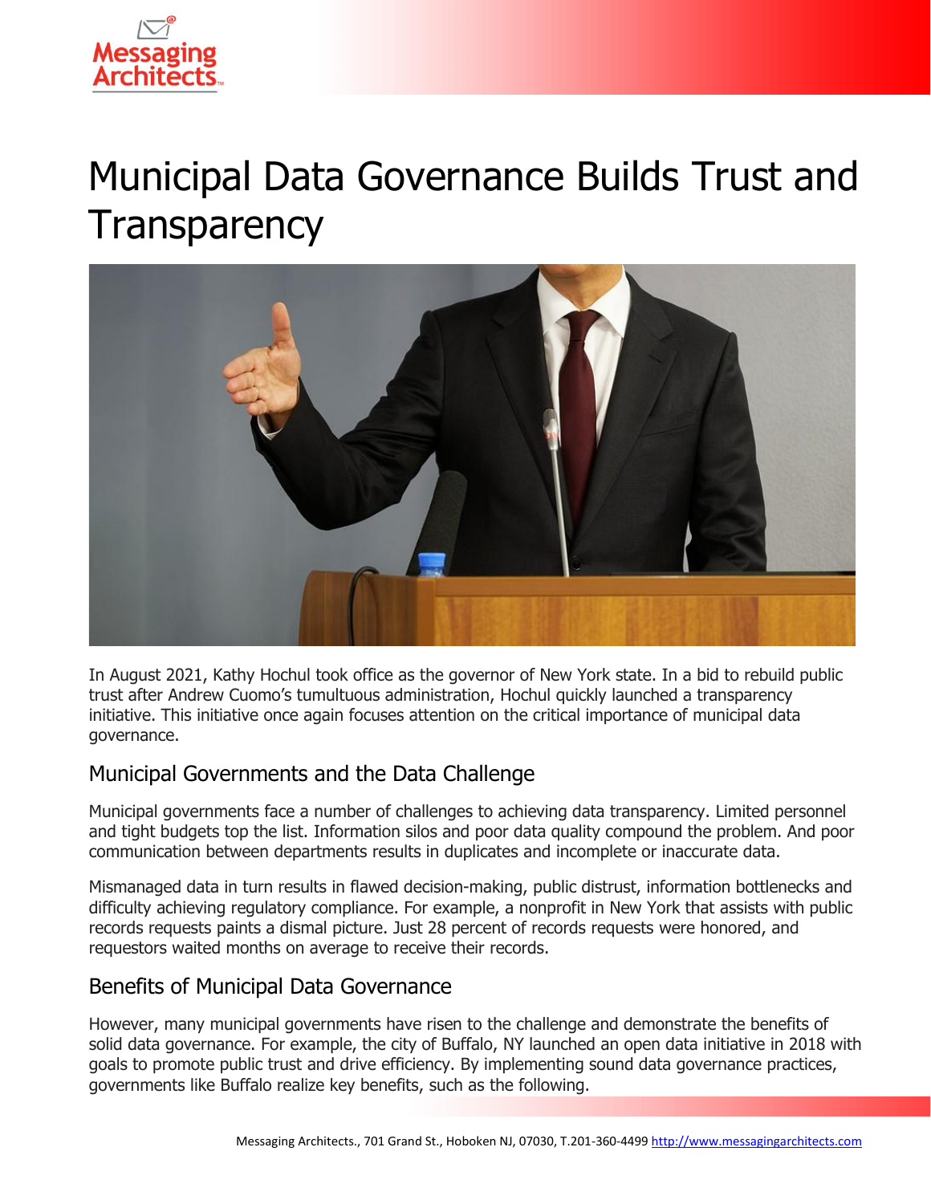# Municipal Data Governance Builds Trust and Transparency

In August 2021, Kathy Hochul took office as the governor of New York state. In a bid to rebuild public trust after Andrew Cuomo's tumultuous administration, Hochul quickly launched a transparency initiative. This initiative once again focuses attention on the critical importance of municipal data governance.

## Municipal Governments and the Data Challenge

Municipal governments face a number of challenges to achieving data transparency. Limited personnel and tight budgets top the list. Information silos and poor data quality compound the problem. And poor communication between departments results in duplicates and incomplete or inaccurate data.

Mismanaged data in turn results in flawed decision-making, public distrust, information bottlenecks and difficulty achieving regulatory compliance. For example, a nonprofit in New York that assists with public records requests paints a dismal picture. Just 28 percent of records requests were honored, and requestors waited months on average to receive their records.

## Benefits of Municipal Data Governance

However, many municipal governments have risen to the challenge and demonstrate the benefits of solid data governance. For example, the city of Buffalo, NY launched an open data initiative in 2018 with goals to promote public trust and drive efficiency. By implementing sound data governance practices, governments like Buffalo realize key benefits, such as the following.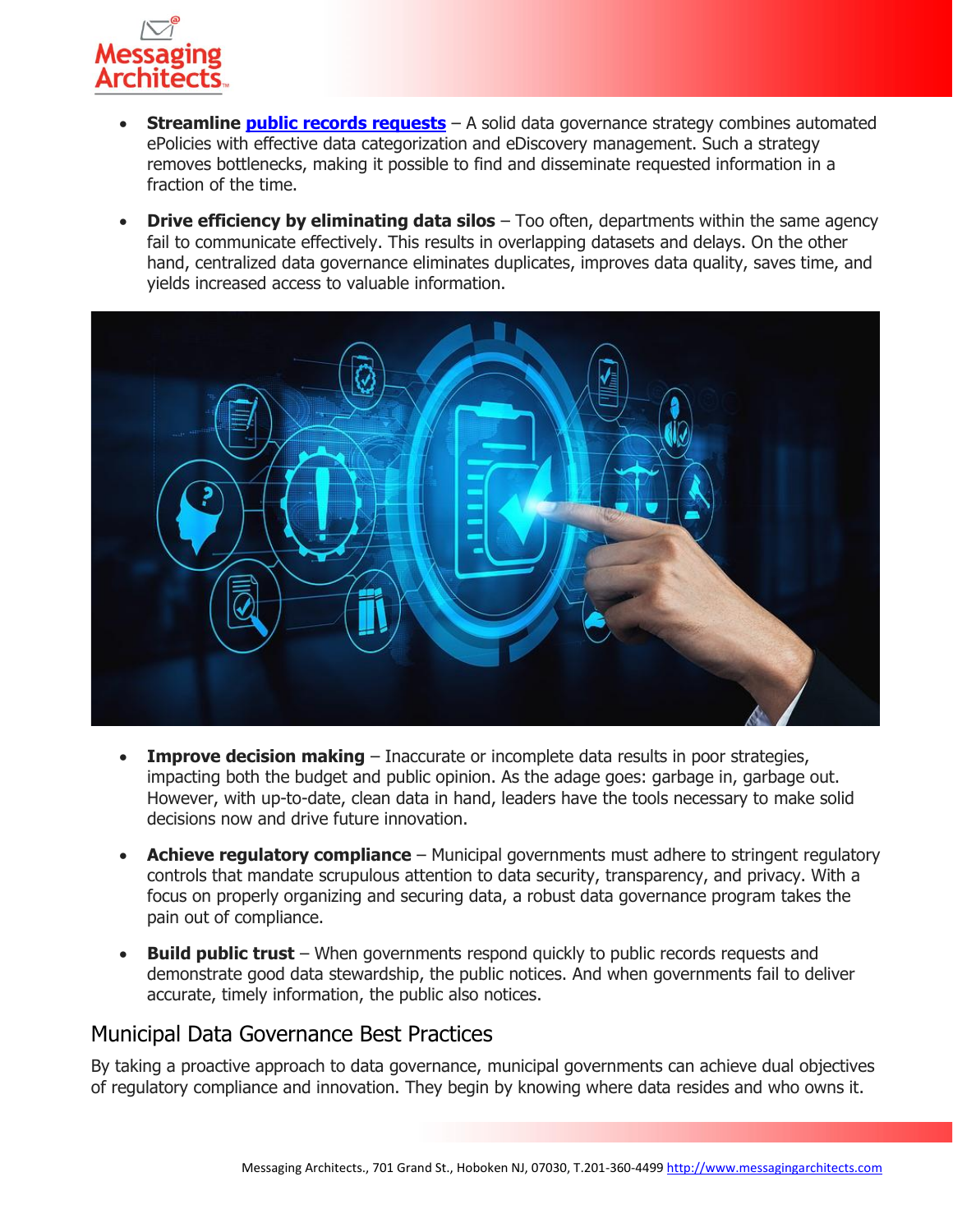- **Streamline public records requests** – A solid data governance strategy combines automated ePolicies with effective data categorization and eDiscovery management. Such a strategy removes bottlenecks, making it possible to find and disseminate requested information in a fraction of the time.
- **Drive efficiency by eliminating data silos** – Too often, departments within the same agency fail to communicate effectively. This results in overlapping datasets and delays. On the other hand, centralized data governance eliminates duplicates, improves data quality, saves time, and yields increased access to valuable information.
- **Improve decision making** – Inaccurate or incomplete data results in poor strategies, impacting both the budget and public opinion. As the adage goes: garbage in, garbage out. However, with up-to-date, clean data in hand, leaders have the tools necessary to make solid decisions now and drive future innovation.
- **Achieve regulatory compliance** – Municipal governments must adhere to stringent regulatory controls that mandate scrupulous attention to data security, transparency, and privacy. With a focus on properly organizing and securing data, a robust data governance program takes the pain out of compliance.
- **Build public trust** – When governments respond quickly to public records requests and demonstrate good data stewardship, the public notices. And when governments fail to deliver accurate, timely information, the public also notices.

## Municipal Data Governance Best Practices

By taking a proactive approach to data governance, municipal governments can achieve dual objectives of regulatory compliance and innovation. They begin by knowing where data resides and who owns it.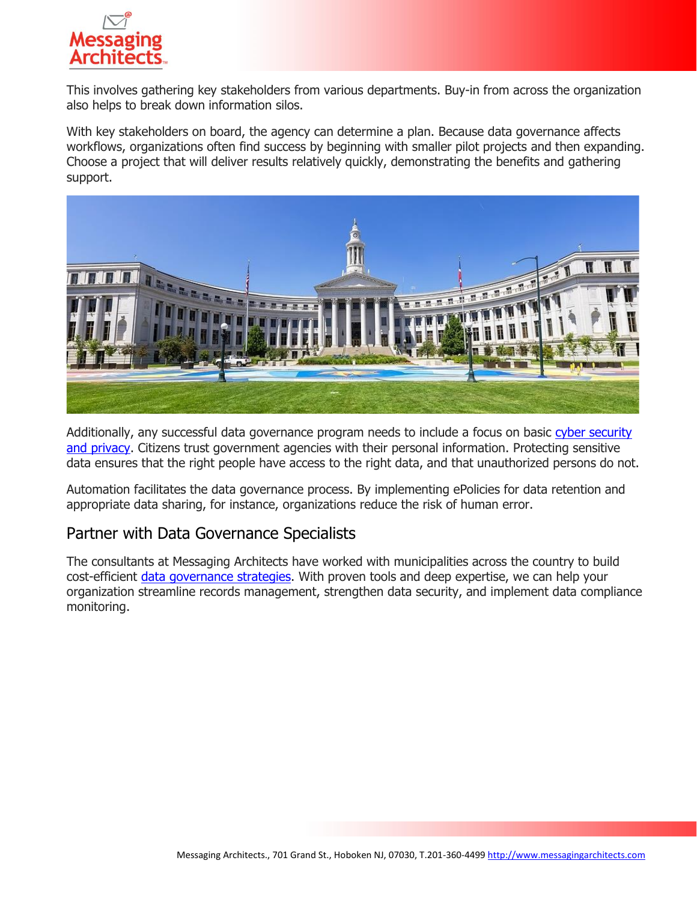This involves gathering key stakeholders from various departments. Buy-in from across the organization also helps to break down information silos.

With key stakeholders on board, the agency can determine a plan. Because data governance affects workflows, organizations often find success by beginning with smaller pilot projects and then expanding. Choose a project that will deliver results relatively quickly, demonstrating the benefits and gathering support.

Additionally, any successful data governance program needs to include a focus on basic cyber security and privacy. Citizens trust government agencies with their personal information. Protecting sensitive data ensures that the right people have access to the right data, and that unauthorized persons do not.

Automation facilitates the data governance process. By implementing ePolicies for data retention and appropriate data sharing, for instance, organizations reduce the risk of human error.

## Partner with Data Governance Specialists

The consultants at Messaging Architects have worked with municipalities across the country to build cost-efficient data governance strategies. With proven tools and deep expertise, we can help your organization streamline records management, strengthen data security, and implement data compliance monitoring.